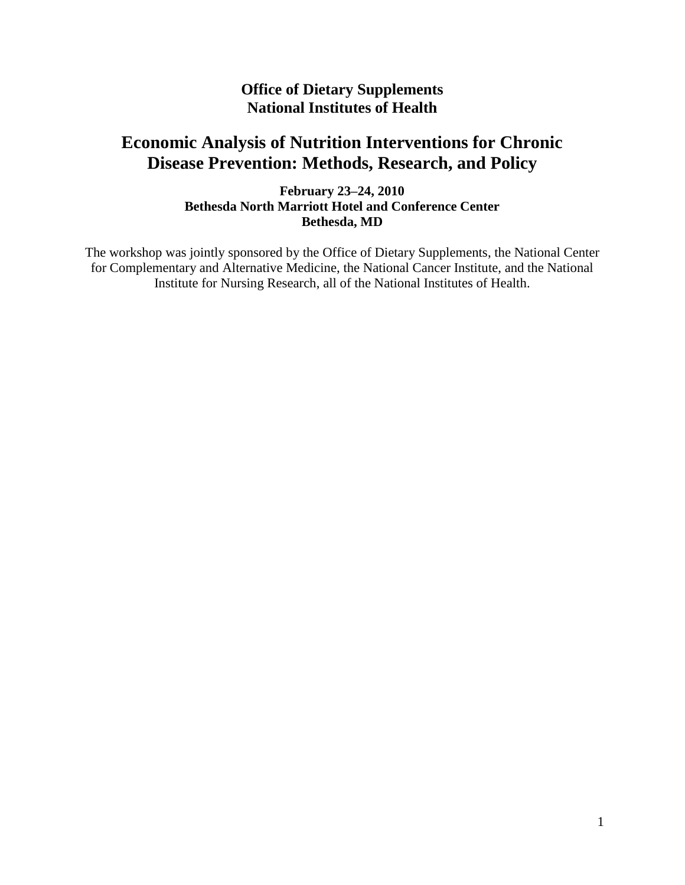**Office of Dietary Supplements**
**National Institutes of Health**

# Economic Analysis of Nutrition Interventions for Chronic Disease Prevention: Methods, Research, and Policy

**February 23–24, 2010**
**Bethesda North Marriott Hotel and Conference Center**
**Bethesda, MD**

The workshop was jointly sponsored by the Office of Dietary Supplements, the National Center for Complementary and Alternative Medicine, the National Cancer Institute, and the National Institute for Nursing Research, all of the National Institutes of Health.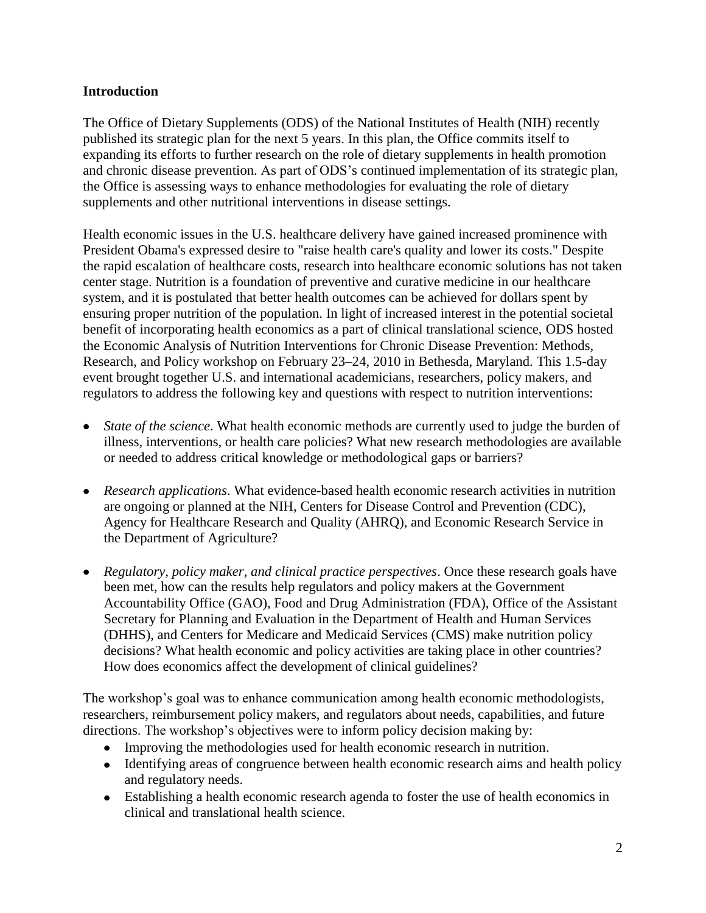**Introduction**

The Office of Dietary Supplements (ODS) of the National Institutes of Health (NIH) recently published its strategic plan for the next 5 years. In this plan, the Office commits itself to expanding its efforts to further research on the role of dietary supplements in health promotion and chronic disease prevention. As part of ODS's continued implementation of its strategic plan, the Office is assessing ways to enhance methodologies for evaluating the role of dietary supplements and other nutritional interventions in disease settings.

Health economic issues in the U.S. healthcare delivery have gained increased prominence with President Obama's expressed desire to "raise health care's quality and lower its costs." Despite the rapid escalation of healthcare costs, research into healthcare economic solutions has not taken center stage. Nutrition is a foundation of preventive and curative medicine in our healthcare system, and it is postulated that better health outcomes can be achieved for dollars spent by ensuring proper nutrition of the population. In light of increased interest in the potential societal benefit of incorporating health economics as a part of clinical translational science, ODS hosted the Economic Analysis of Nutrition Interventions for Chronic Disease Prevention: Methods, Research, and Policy workshop on February 23–24, 2010 in Bethesda, Maryland. This 1.5-day event brought together U.S. and international academicians, researchers, policy makers, and regulators to address the following key and questions with respect to nutrition interventions:

- *State of the science*. What health economic methods are currently used to judge the burden of illness, interventions, or health care policies? What new research methodologies are available or needed to address critical knowledge or methodological gaps or barriers?
- *Research applications*. What evidence-based health economic research activities in nutrition are ongoing or planned at the NIH, Centers for Disease Control and Prevention (CDC), Agency for Healthcare Research and Quality (AHRQ), and Economic Research Service in the Department of Agriculture?
- *Regulatory, policy maker, and clinical practice perspectives*. Once these research goals have been met, how can the results help regulators and policy makers at the Government Accountability Office (GAO), Food and Drug Administration (FDA), Office of the Assistant Secretary for Planning and Evaluation in the Department of Health and Human Services (DHHS), and Centers for Medicare and Medicaid Services (CMS) make nutrition policy decisions? What health economic and policy activities are taking place in other countries? How does economics affect the development of clinical guidelines?

The workshop's goal was to enhance communication among health economic methodologists, researchers, reimbursement policy makers, and regulators about needs, capabilities, and future directions. The workshop's objectives were to inform policy decision making by:

- Improving the methodologies used for health economic research in nutrition.
- Identifying areas of congruence between health economic research aims and health policy and regulatory needs.
- Establishing a health economic research agenda to foster the use of health economics in clinical and translational health science.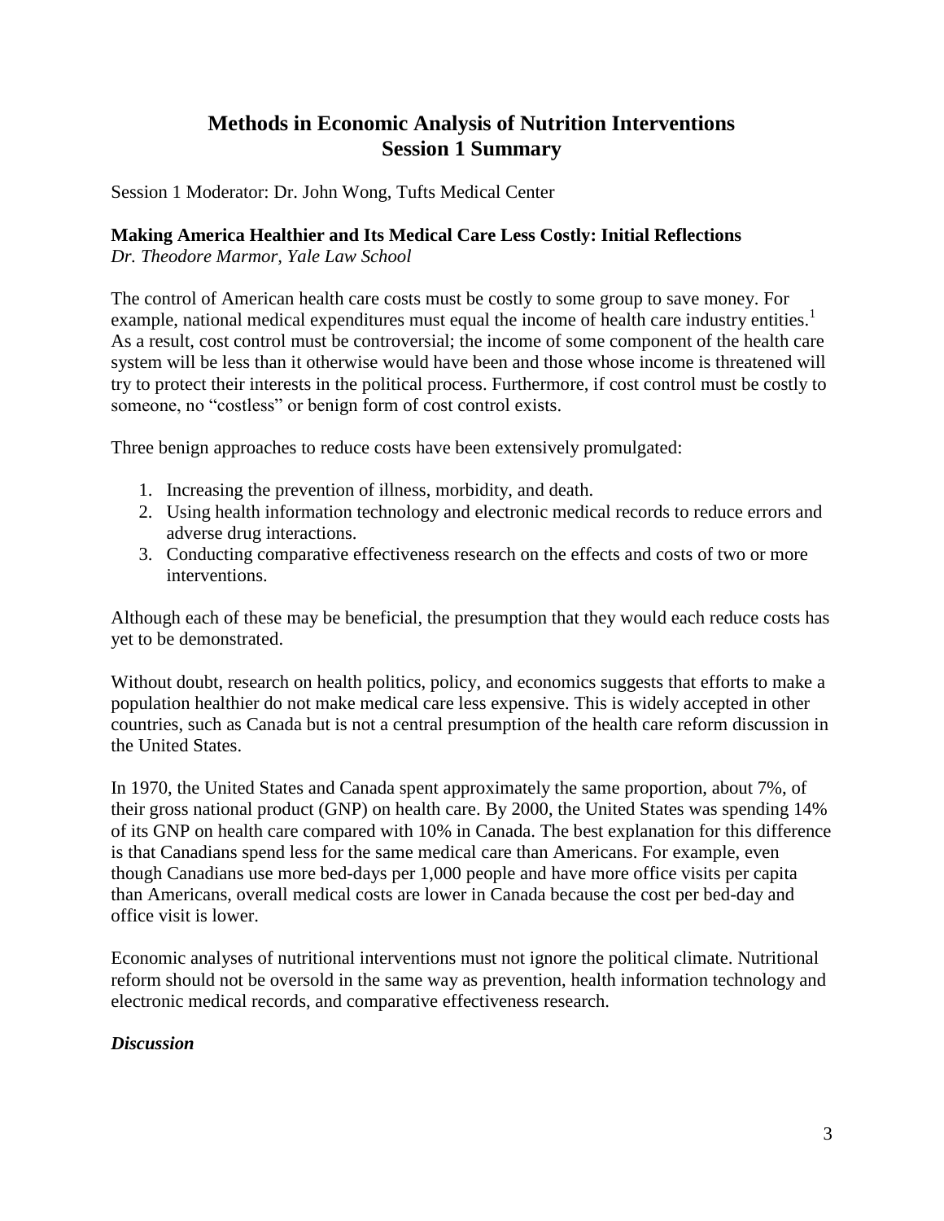# Methods in Economic Analysis of Nutrition Interventions
## Session 1 Summary

Session 1 Moderator: Dr. John Wong, Tufts Medical Center

### Making America Healthier and Its Medical Care Less Costly: Initial Reflections

*Dr. Theodore Marmor, Yale Law School*

The control of American health care costs must be costly to some group to save money. For example, national medical expenditures must equal the income of health care industry entities.[1] As a result, cost control must be controversial; the income of some component of the health care system will be less than it otherwise would have been and those whose income is threatened will try to protect their interests in the political process. Furthermore, if cost control must be costly to someone, no "costless" or benign form of cost control exists.

Three benign approaches to reduce costs have been extensively promulgated:

1. Increasing the prevention of illness, morbidity, and death.
2. Using health information technology and electronic medical records to reduce errors and adverse drug interactions.
3. Conducting comparative effectiveness research on the effects and costs of two or more interventions.

Although each of these may be beneficial, the presumption that they would each reduce costs has yet to be demonstrated.

Without doubt, research on health politics, policy, and economics suggests that efforts to make a population healthier do not make medical care less expensive. This is widely accepted in other countries, such as Canada but is not a central presumption of the health care reform discussion in the United States.

In 1970, the United States and Canada spent approximately the same proportion, about 7%, of their gross national product (GNP) on health care. By 2000, the United States was spending 14% of its GNP on health care compared with 10% in Canada. The best explanation for this difference is that Canadians spend less for the same medical care than Americans. For example, even though Canadians use more bed-days per 1,000 people and have more office visits per capita than Americans, overall medical costs are lower in Canada because the cost per bed-day and office visit is lower.

Economic analyses of nutritional interventions must not ignore the political climate. Nutritional reform should not be oversold in the same way as prevention, health information technology and electronic medical records, and comparative effectiveness research.

***Discussion***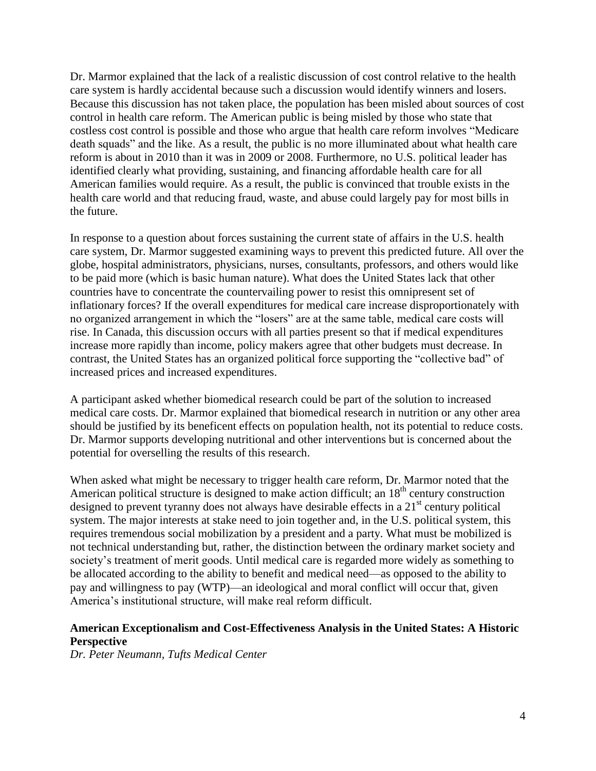Dr. Marmor explained that the lack of a realistic discussion of cost control relative to the health care system is hardly accidental because such a discussion would identify winners and losers. Because this discussion has not taken place, the population has been misled about sources of cost control in health care reform. The American public is being misled by those who state that costless cost control is possible and those who argue that health care reform involves "Medicare death squads" and the like. As a result, the public is no more illuminated about what health care reform is about in 2010 than it was in 2009 or 2008. Furthermore, no U.S. political leader has identified clearly what providing, sustaining, and financing affordable health care for all American families would require. As a result, the public is convinced that trouble exists in the health care world and that reducing fraud, waste, and abuse could largely pay for most bills in the future.

In response to a question about forces sustaining the current state of affairs in the U.S. health care system, Dr. Marmor suggested examining ways to prevent this predicted future. All over the globe, hospital administrators, physicians, nurses, consultants, professors, and others would like to be paid more (which is basic human nature). What does the United States lack that other countries have to concentrate the countervailing power to resist this omnipresent set of inflationary forces? If the overall expenditures for medical care increase disproportionately with no organized arrangement in which the "losers" are at the same table, medical care costs will rise. In Canada, this discussion occurs with all parties present so that if medical expenditures increase more rapidly than income, policy makers agree that other budgets must decrease. In contrast, the United States has an organized political force supporting the "collective bad" of increased prices and increased expenditures.

A participant asked whether biomedical research could be part of the solution to increased medical care costs. Dr. Marmor explained that biomedical research in nutrition or any other area should be justified by its beneficent effects on population health, not its potential to reduce costs. Dr. Marmor supports developing nutritional and other interventions but is concerned about the potential for overselling the results of this research.

When asked what might be necessary to trigger health care reform, Dr. Marmor noted that the American political structure is designed to make action difficult; an 18th century construction designed to prevent tyranny does not always have desirable effects in a 21st century political system. The major interests at stake need to join together and, in the U.S. political system, this requires tremendous social mobilization by a president and a party. What must be mobilized is not technical understanding but, rather, the distinction between the ordinary market society and society's treatment of merit goods. Until medical care is regarded more widely as something to be allocated according to the ability to benefit and medical need—as opposed to the ability to pay and willingness to pay (WTP)—an ideological and moral conflict will occur that, given America's institutional structure, will make real reform difficult.

**American Exceptionalism and Cost-Effectiveness Analysis in the United States: A Historic Perspective**

*Dr. Peter Neumann, Tufts Medical Center*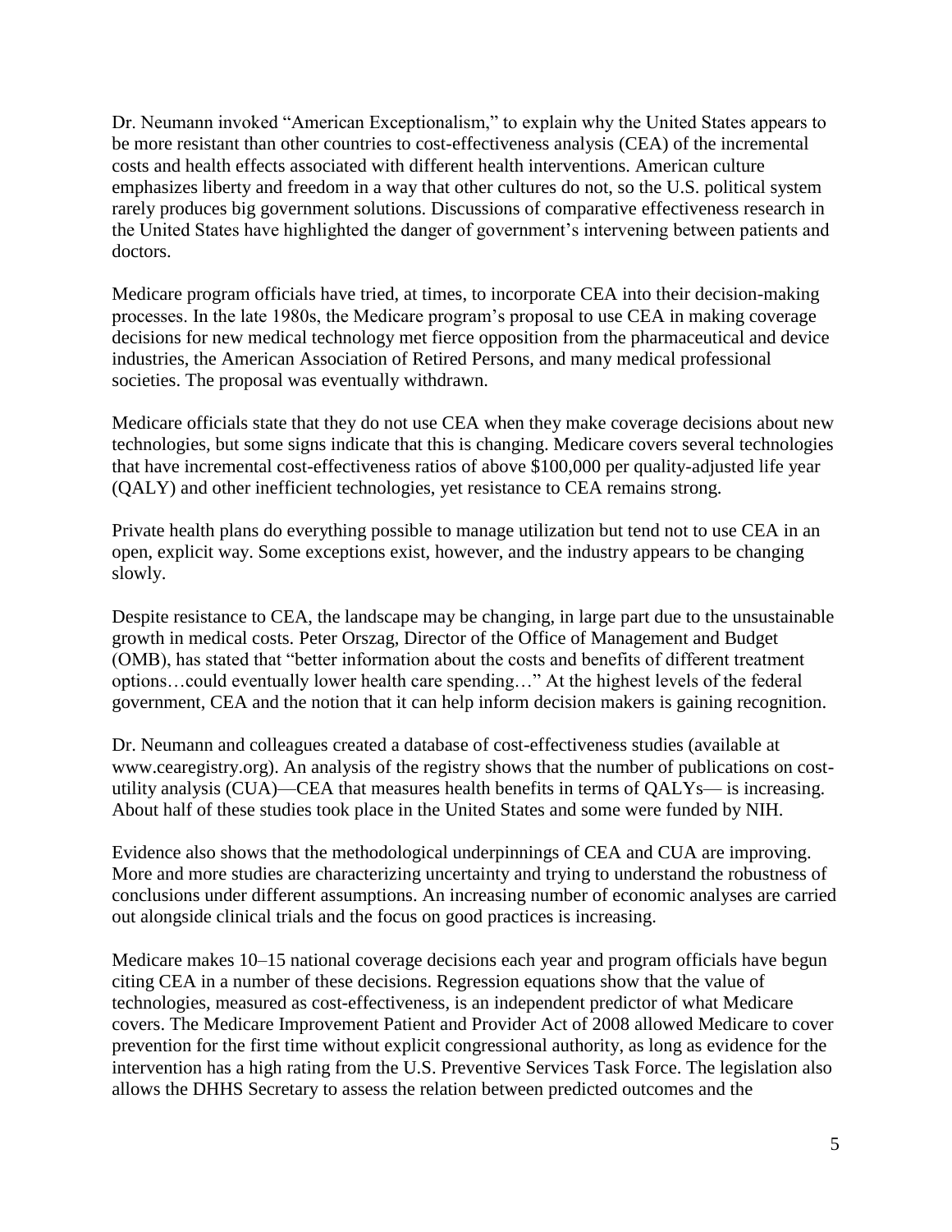Dr. Neumann invoked "American Exceptionalism," to explain why the United States appears to be more resistant than other countries to cost-effectiveness analysis (CEA) of the incremental costs and health effects associated with different health interventions. American culture emphasizes liberty and freedom in a way that other cultures do not, so the U.S. political system rarely produces big government solutions. Discussions of comparative effectiveness research in the United States have highlighted the danger of government's intervening between patients and doctors.

Medicare program officials have tried, at times, to incorporate CEA into their decision-making processes. In the late 1980s, the Medicare program's proposal to use CEA in making coverage decisions for new medical technology met fierce opposition from the pharmaceutical and device industries, the American Association of Retired Persons, and many medical professional societies. The proposal was eventually withdrawn.

Medicare officials state that they do not use CEA when they make coverage decisions about new technologies, but some signs indicate that this is changing. Medicare covers several technologies that have incremental cost-effectiveness ratios of above $100,000 per quality-adjusted life year (QALY) and other inefficient technologies, yet resistance to CEA remains strong.

Private health plans do everything possible to manage utilization but tend not to use CEA in an open, explicit way. Some exceptions exist, however, and the industry appears to be changing slowly.

Despite resistance to CEA, the landscape may be changing, in large part due to the unsustainable growth in medical costs. Peter Orszag, Director of the Office of Management and Budget (OMB), has stated that "better information about the costs and benefits of different treatment options…could eventually lower health care spending…" At the highest levels of the federal government, CEA and the notion that it can help inform decision makers is gaining recognition.

Dr. Neumann and colleagues created a database of cost-effectiveness studies (available at www.cearegistry.org). An analysis of the registry shows that the number of publications on cost-utility analysis (CUA)—CEA that measures health benefits in terms of QALYs— is increasing. About half of these studies took place in the United States and some were funded by NIH.

Evidence also shows that the methodological underpinnings of CEA and CUA are improving. More and more studies are characterizing uncertainty and trying to understand the robustness of conclusions under different assumptions. An increasing number of economic analyses are carried out alongside clinical trials and the focus on good practices is increasing.

Medicare makes 10–15 national coverage decisions each year and program officials have begun citing CEA in a number of these decisions. Regression equations show that the value of technologies, measured as cost-effectiveness, is an independent predictor of what Medicare covers. The Medicare Improvement Patient and Provider Act of 2008 allowed Medicare to cover prevention for the first time without explicit congressional authority, as long as evidence for the intervention has a high rating from the U.S. Preventive Services Task Force. The legislation also allows the DHHS Secretary to assess the relation between predicted outcomes and the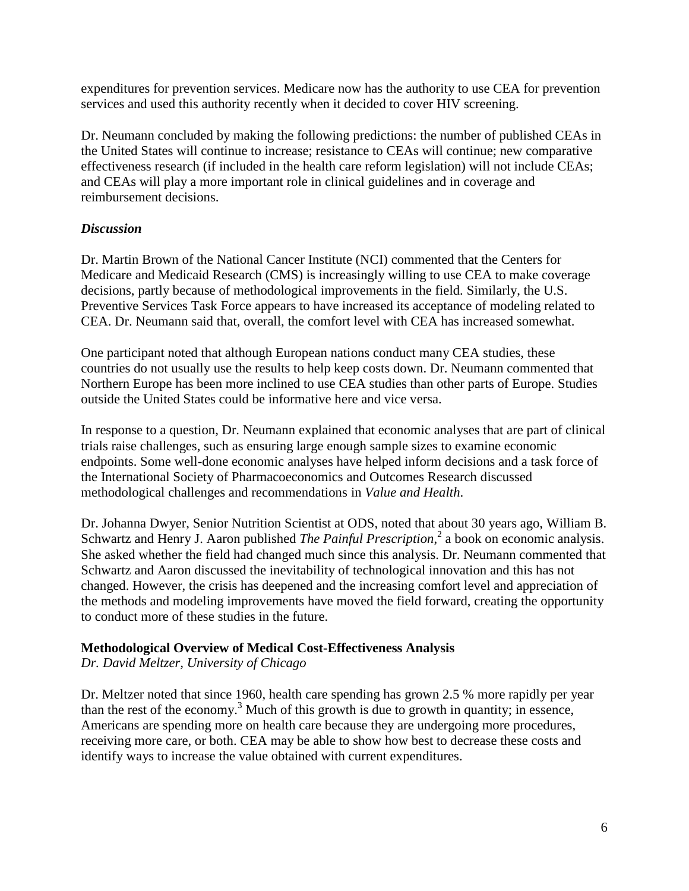expenditures for prevention services. Medicare now has the authority to use CEA for prevention services and used this authority recently when it decided to cover HIV screening.

Dr. Neumann concluded by making the following predictions: the number of published CEAs in the United States will continue to increase; resistance to CEAs will continue; new comparative effectiveness research (if included in the health care reform legislation) will not include CEAs; and CEAs will play a more important role in clinical guidelines and in coverage and reimbursement decisions.

### *Discussion*

Dr. Martin Brown of the National Cancer Institute (NCI) commented that the Centers for Medicare and Medicaid Research (CMS) is increasingly willing to use CEA to make coverage decisions, partly because of methodological improvements in the field. Similarly, the U.S. Preventive Services Task Force appears to have increased its acceptance of modeling related to CEA. Dr. Neumann said that, overall, the comfort level with CEA has increased somewhat.

One participant noted that although European nations conduct many CEA studies, these countries do not usually use the results to help keep costs down. Dr. Neumann commented that Northern Europe has been more inclined to use CEA studies than other parts of Europe. Studies outside the United States could be informative here and vice versa.

In response to a question, Dr. Neumann explained that economic analyses that are part of clinical trials raise challenges, such as ensuring large enough sample sizes to examine economic endpoints. Some well-done economic analyses have helped inform decisions and a task force of the International Society of Pharmacoeconomics and Outcomes Research discussed methodological challenges and recommendations in *Value and Health*.

Dr. Johanna Dwyer, Senior Nutrition Scientist at ODS, noted that about 30 years ago, William B. Schwartz and Henry J. Aaron published *The Painful Prescription*,[2] a book on economic analysis. She asked whether the field had changed much since this analysis. Dr. Neumann commented that Schwartz and Aaron discussed the inevitability of technological innovation and this has not changed. However, the crisis has deepened and the increasing comfort level and appreciation of the methods and modeling improvements have moved the field forward, creating the opportunity to conduct more of these studies in the future.

## Methodological Overview of Medical Cost-Effectiveness Analysis

*Dr. David Meltzer, University of Chicago*

Dr. Meltzer noted that since 1960, health care spending has grown 2.5 % more rapidly per year than the rest of the economy.[3] Much of this growth is due to growth in quantity; in essence, Americans are spending more on health care because they are undergoing more procedures, receiving more care, or both. CEA may be able to show how best to decrease these costs and identify ways to increase the value obtained with current expenditures.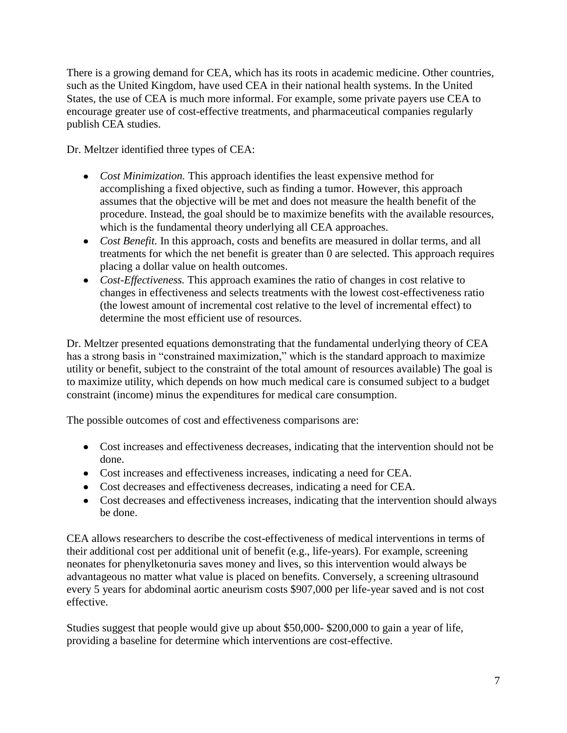There is a growing demand for CEA, which has its roots in academic medicine. Other countries, such as the United Kingdom, have used CEA in their national health systems. In the United States, the use of CEA is much more informal. For example, some private payers use CEA to encourage greater use of cost-effective treatments, and pharmaceutical companies regularly publish CEA studies.

Dr. Meltzer identified three types of CEA:

- *Cost Minimization.* This approach identifies the least expensive method for accomplishing a fixed objective, such as finding a tumor. However, this approach assumes that the objective will be met and does not measure the health benefit of the procedure. Instead, the goal should be to maximize benefits with the available resources, which is the fundamental theory underlying all CEA approaches.
- *Cost Benefit.* In this approach, costs and benefits are measured in dollar terms, and all treatments for which the net benefit is greater than 0 are selected. This approach requires placing a dollar value on health outcomes.
- *Cost-Effectiveness.* This approach examines the ratio of changes in cost relative to changes in effectiveness and selects treatments with the lowest cost-effectiveness ratio (the lowest amount of incremental cost relative to the level of incremental effect) to determine the most efficient use of resources.

Dr. Meltzer presented equations demonstrating that the fundamental underlying theory of CEA has a strong basis in "constrained maximization," which is the standard approach to maximize utility or benefit, subject to the constraint of the total amount of resources available) The goal is to maximize utility, which depends on how much medical care is consumed subject to a budget constraint (income) minus the expenditures for medical care consumption.

The possible outcomes of cost and effectiveness comparisons are:

- Cost increases and effectiveness decreases, indicating that the intervention should not be done.
- Cost increases and effectiveness increases, indicating a need for CEA.
- Cost decreases and effectiveness decreases, indicating a need for CEA.
- Cost decreases and effectiveness increases, indicating that the intervention should always be done.

CEA allows researchers to describe the cost-effectiveness of medical interventions in terms of their additional cost per additional unit of benefit (e.g., life-years). For example, screening neonates for phenylketonuria saves money and lives, so this intervention would always be advantageous no matter what value is placed on benefits. Conversely, a screening ultrasound every 5 years for abdominal aortic aneurism costs $907,000 per life-year saved and is not cost effective.

Studies suggest that people would give up about $50,000- $200,000 to gain a year of life, providing a baseline for determine which interventions are cost-effective.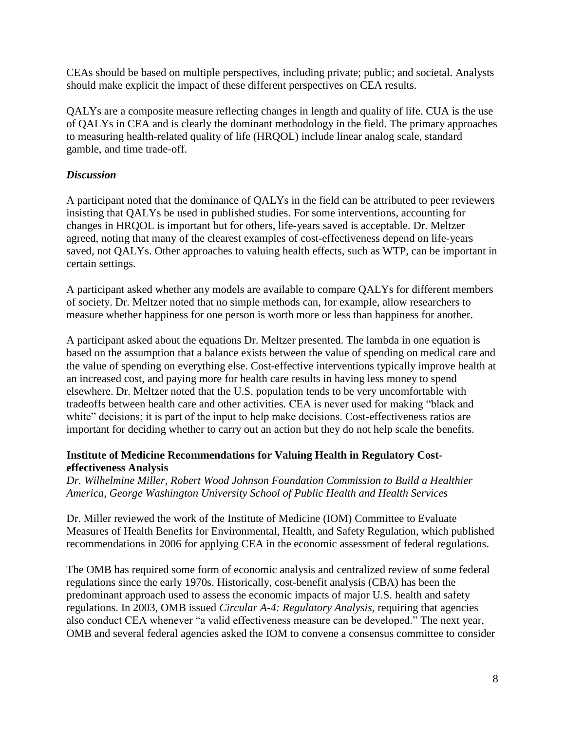CEAs should be based on multiple perspectives, including private; public; and societal. Analysts should make explicit the impact of these different perspectives on CEA results.

QALYs are a composite measure reflecting changes in length and quality of life. CUA is the use of QALYs in CEA and is clearly the dominant methodology in the field. The primary approaches to measuring health-related quality of life (HRQOL) include linear analog scale, standard gamble, and time trade-off.

### *Discussion*

A participant noted that the dominance of QALYs in the field can be attributed to peer reviewers insisting that QALYs be used in published studies. For some interventions, accounting for changes in HRQOL is important but for others, life-years saved is acceptable. Dr. Meltzer agreed, noting that many of the clearest examples of cost-effectiveness depend on life-years saved, not QALYs. Other approaches to valuing health effects, such as WTP, can be important in certain settings.

A participant asked whether any models are available to compare QALYs for different members of society. Dr. Meltzer noted that no simple methods can, for example, allow researchers to measure whether happiness for one person is worth more or less than happiness for another.

A participant asked about the equations Dr. Meltzer presented. The lambda in one equation is based on the assumption that a balance exists between the value of spending on medical care and the value of spending on everything else. Cost-effective interventions typically improve health at an increased cost, and paying more for health care results in having less money to spend elsewhere. Dr. Meltzer noted that the U.S. population tends to be very uncomfortable with tradeoffs between health care and other activities. CEA is never used for making "black and white" decisions; it is part of the input to help make decisions. Cost-effectiveness ratios are important for deciding whether to carry out an action but they do not help scale the benefits.

### Institute of Medicine Recommendations for Valuing Health in Regulatory Cost-effectiveness Analysis

*Dr. Wilhelmine Miller, Robert Wood Johnson Foundation Commission to Build a Healthier America, George Washington University School of Public Health and Health Services*

Dr. Miller reviewed the work of the Institute of Medicine (IOM) Committee to Evaluate Measures of Health Benefits for Environmental, Health, and Safety Regulation, which published recommendations in 2006 for applying CEA in the economic assessment of federal regulations.

The OMB has required some form of economic analysis and centralized review of some federal regulations since the early 1970s. Historically, cost-benefit analysis (CBA) has been the predominant approach used to assess the economic impacts of major U.S. health and safety regulations. In 2003, OMB issued *Circular A-4: Regulatory Analysis*, requiring that agencies also conduct CEA whenever "a valid effectiveness measure can be developed." The next year, OMB and several federal agencies asked the IOM to convene a consensus committee to consider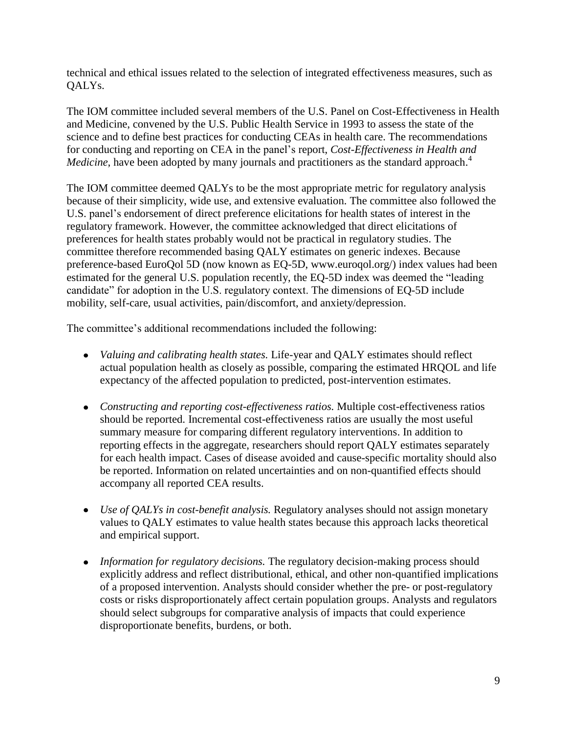technical and ethical issues related to the selection of integrated effectiveness measures, such as QALYs.

The IOM committee included several members of the U.S. Panel on Cost-Effectiveness in Health and Medicine, convened by the U.S. Public Health Service in 1993 to assess the state of the science and to define best practices for conducting CEAs in health care. The recommendations for conducting and reporting on CEA in the panel's report, *Cost-Effectiveness in Health and Medicine*, have been adopted by many journals and practitioners as the standard approach.[4]

The IOM committee deemed QALYs to be the most appropriate metric for regulatory analysis because of their simplicity, wide use, and extensive evaluation. The committee also followed the U.S. panel's endorsement of direct preference elicitations for health states of interest in the regulatory framework. However, the committee acknowledged that direct elicitations of preferences for health states probably would not be practical in regulatory studies. The committee therefore recommended basing QALY estimates on generic indexes. Because preference-based EuroQol 5D (now known as EQ-5D, www.euroqol.org/) index values had been estimated for the general U.S. population recently, the EQ-5D index was deemed the "leading candidate" for adoption in the U.S. regulatory context. The dimensions of EQ-5D include mobility, self-care, usual activities, pain/discomfort, and anxiety/depression.

The committee's additional recommendations included the following:

- *Valuing and calibrating health states.* Life-year and QALY estimates should reflect actual population health as closely as possible, comparing the estimated HRQOL and life expectancy of the affected population to predicted, post-intervention estimates.

- *Constructing and reporting cost-effectiveness ratios.* Multiple cost-effectiveness ratios should be reported. Incremental cost-effectiveness ratios are usually the most useful summary measure for comparing different regulatory interventions. In addition to reporting effects in the aggregate, researchers should report QALY estimates separately for each health impact. Cases of disease avoided and cause-specific mortality should also be reported. Information on related uncertainties and on non-quantified effects should accompany all reported CEA results.

- *Use of QALYs in cost-benefit analysis.* Regulatory analyses should not assign monetary values to QALY estimates to value health states because this approach lacks theoretical and empirical support.

- *Information for regulatory decisions.* The regulatory decision-making process should explicitly address and reflect distributional, ethical, and other non-quantified implications of a proposed intervention. Analysts should consider whether the pre- or post-regulatory costs or risks disproportionately affect certain population groups. Analysts and regulators should select subgroups for comparative analysis of impacts that could experience disproportionate benefits, burdens, or both.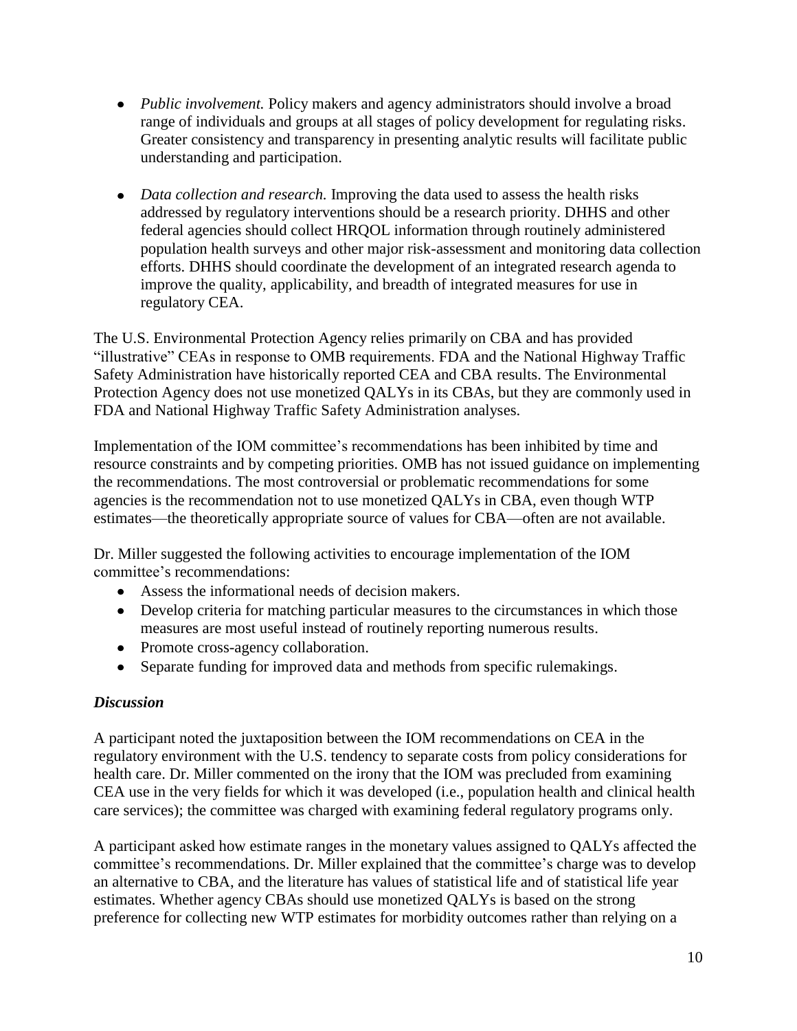- *Public involvement.* Policy makers and agency administrators should involve a broad range of individuals and groups at all stages of policy development for regulating risks. Greater consistency and transparency in presenting analytic results will facilitate public understanding and participation.

- *Data collection and research.* Improving the data used to assess the health risks addressed by regulatory interventions should be a research priority. DHHS and other federal agencies should collect HRQOL information through routinely administered population health surveys and other major risk-assessment and monitoring data collection efforts. DHHS should coordinate the development of an integrated research agenda to improve the quality, applicability, and breadth of integrated measures for use in regulatory CEA.

The U.S. Environmental Protection Agency relies primarily on CBA and has provided "illustrative" CEAs in response to OMB requirements. FDA and the National Highway Traffic Safety Administration have historically reported CEA and CBA results. The Environmental Protection Agency does not use monetized QALYs in its CBAs, but they are commonly used in FDA and National Highway Traffic Safety Administration analyses.

Implementation of the IOM committee's recommendations has been inhibited by time and resource constraints and by competing priorities. OMB has not issued guidance on implementing the recommendations. The most controversial or problematic recommendations for some agencies is the recommendation not to use monetized QALYs in CBA, even though WTP estimates—the theoretically appropriate source of values for CBA—often are not available.

Dr. Miller suggested the following activities to encourage implementation of the IOM committee's recommendations:

- Assess the informational needs of decision makers.
- Develop criteria for matching particular measures to the circumstances in which those measures are most useful instead of routinely reporting numerous results.
- Promote cross-agency collaboration.
- Separate funding for improved data and methods from specific rulemakings.

### *Discussion*

A participant noted the juxtaposition between the IOM recommendations on CEA in the regulatory environment with the U.S. tendency to separate costs from policy considerations for health care. Dr. Miller commented on the irony that the IOM was precluded from examining CEA use in the very fields for which it was developed (i.e., population health and clinical health care services); the committee was charged with examining federal regulatory programs only.

A participant asked how estimate ranges in the monetary values assigned to QALYs affected the committee's recommendations. Dr. Miller explained that the committee's charge was to develop an alternative to CBA, and the literature has values of statistical life and of statistical life year estimates. Whether agency CBAs should use monetized QALYs is based on the strong preference for collecting new WTP estimates for morbidity outcomes rather than relying on a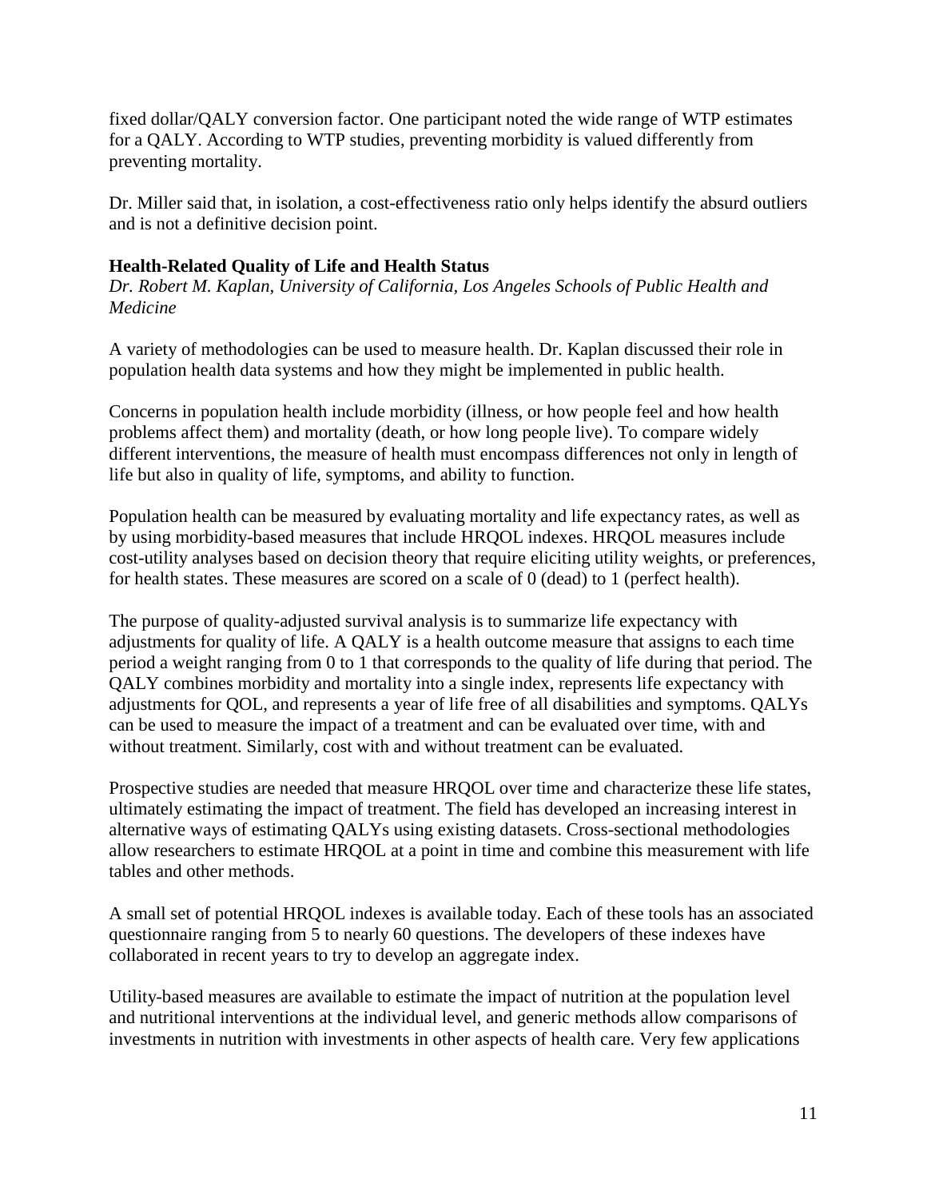fixed dollar/QALY conversion factor. One participant noted the wide range of WTP estimates for a QALY. According to WTP studies, preventing morbidity is valued differently from preventing mortality.

Dr. Miller said that, in isolation, a cost-effectiveness ratio only helps identify the absurd outliers and is not a definitive decision point.

**Health-Related Quality of Life and Health Status**

*Dr. Robert M. Kaplan, University of California, Los Angeles Schools of Public Health and Medicine*

A variety of methodologies can be used to measure health. Dr. Kaplan discussed their role in population health data systems and how they might be implemented in public health.

Concerns in population health include morbidity (illness, or how people feel and how health problems affect them) and mortality (death, or how long people live). To compare widely different interventions, the measure of health must encompass differences not only in length of life but also in quality of life, symptoms, and ability to function.

Population health can be measured by evaluating mortality and life expectancy rates, as well as by using morbidity-based measures that include HRQOL indexes. HRQOL measures include cost-utility analyses based on decision theory that require eliciting utility weights, or preferences, for health states. These measures are scored on a scale of 0 (dead) to 1 (perfect health).

The purpose of quality-adjusted survival analysis is to summarize life expectancy with adjustments for quality of life. A QALY is a health outcome measure that assigns to each time period a weight ranging from 0 to 1 that corresponds to the quality of life during that period. The QALY combines morbidity and mortality into a single index, represents life expectancy with adjustments for QOL, and represents a year of life free of all disabilities and symptoms. QALYs can be used to measure the impact of a treatment and can be evaluated over time, with and without treatment. Similarly, cost with and without treatment can be evaluated.

Prospective studies are needed that measure HRQOL over time and characterize these life states, ultimately estimating the impact of treatment. The field has developed an increasing interest in alternative ways of estimating QALYs using existing datasets. Cross-sectional methodologies allow researchers to estimate HRQOL at a point in time and combine this measurement with life tables and other methods.

A small set of potential HRQOL indexes is available today. Each of these tools has an associated questionnaire ranging from 5 to nearly 60 questions. The developers of these indexes have collaborated in recent years to try to develop an aggregate index.

Utility-based measures are available to estimate the impact of nutrition at the population level and nutritional interventions at the individual level, and generic methods allow comparisons of investments in nutrition with investments in other aspects of health care. Very few applications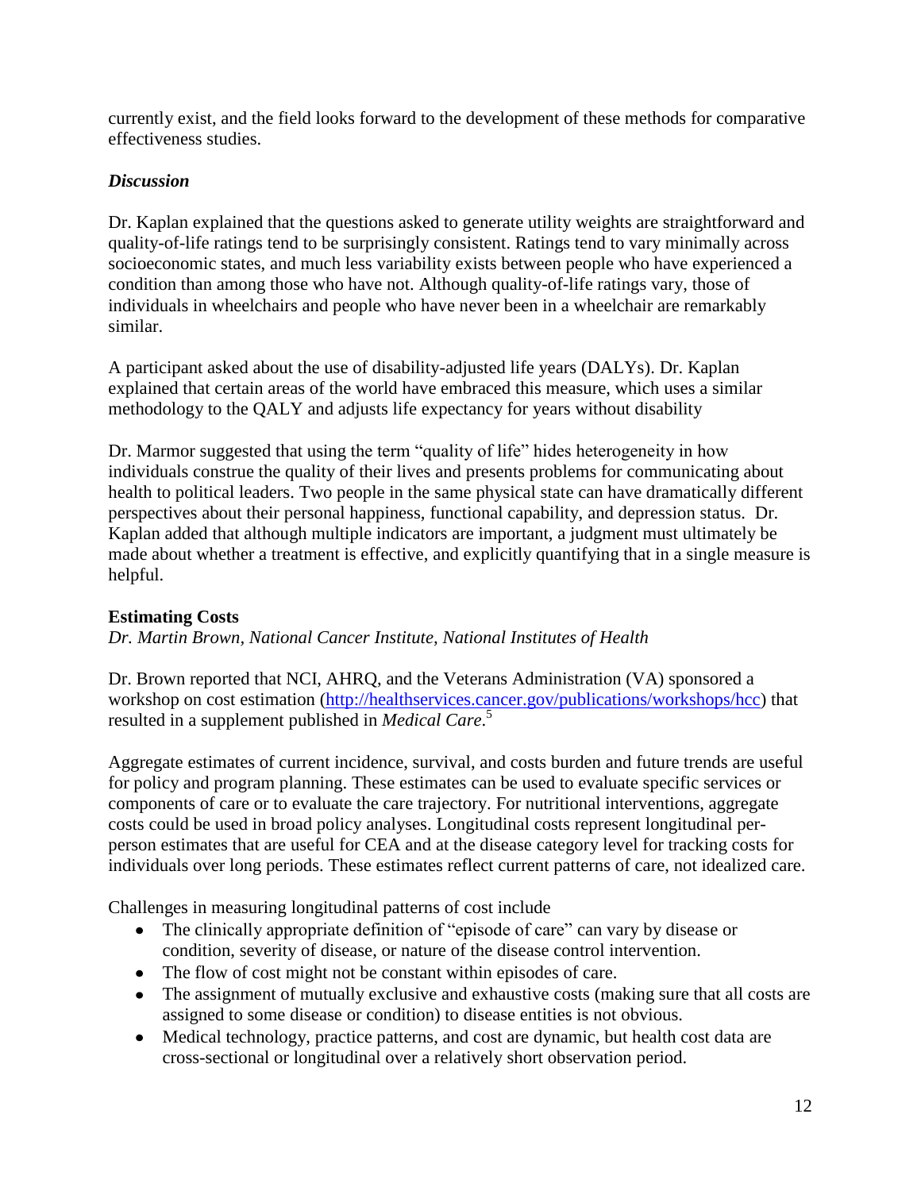currently exist, and the field looks forward to the development of these methods for comparative effectiveness studies.

### *Discussion*

Dr. Kaplan explained that the questions asked to generate utility weights are straightforward and quality-of-life ratings tend to be surprisingly consistent. Ratings tend to vary minimally across socioeconomic states, and much less variability exists between people who have experienced a condition than among those who have not. Although quality-of-life ratings vary, those of individuals in wheelchairs and people who have never been in a wheelchair are remarkably similar.

A participant asked about the use of disability-adjusted life years (DALYs). Dr. Kaplan explained that certain areas of the world have embraced this measure, which uses a similar methodology to the QALY and adjusts life expectancy for years without disability

Dr. Marmor suggested that using the term "quality of life" hides heterogeneity in how individuals construe the quality of their lives and presents problems for communicating about health to political leaders. Two people in the same physical state can have dramatically different perspectives about their personal happiness, functional capability, and depression status. Dr. Kaplan added that although multiple indicators are important, a judgment must ultimately be made about whether a treatment is effective, and explicitly quantifying that in a single measure is helpful.

### **Estimating Costs**

*Dr. Martin Brown, National Cancer Institute, National Institutes of Health*

Dr. Brown reported that NCI, AHRQ, and the Veterans Administration (VA) sponsored a workshop on cost estimation (http://healthservices.cancer.gov/publications/workshops/hcc) that resulted in a supplement published in *Medical Care*.[5]

Aggregate estimates of current incidence, survival, and costs burden and future trends are useful for policy and program planning. These estimates can be used to evaluate specific services or components of care or to evaluate the care trajectory. For nutritional interventions, aggregate costs could be used in broad policy analyses. Longitudinal costs represent longitudinal per-person estimates that are useful for CEA and at the disease category level for tracking costs for individuals over long periods. These estimates reflect current patterns of care, not idealized care.

Challenges in measuring longitudinal patterns of cost include

- The clinically appropriate definition of "episode of care" can vary by disease or condition, severity of disease, or nature of the disease control intervention.
- The flow of cost might not be constant within episodes of care.
- The assignment of mutually exclusive and exhaustive costs (making sure that all costs are assigned to some disease or condition) to disease entities is not obvious.
- Medical technology, practice patterns, and cost are dynamic, but health cost data are cross-sectional or longitudinal over a relatively short observation period.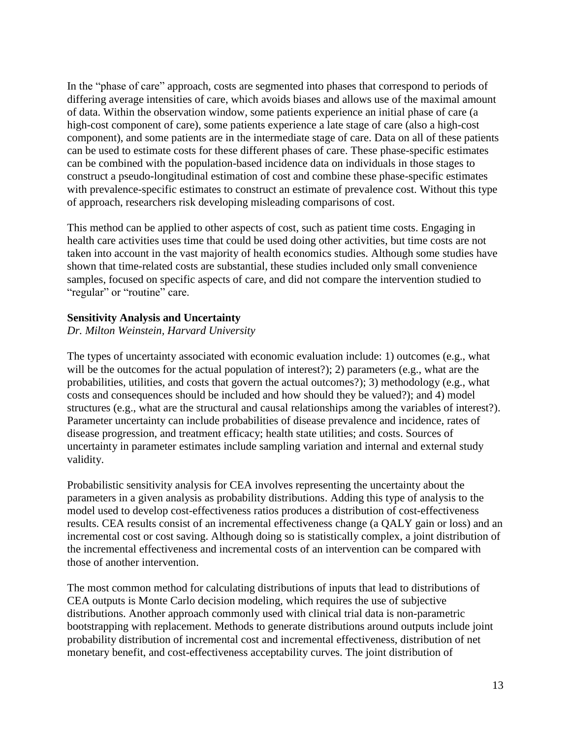In the "phase of care" approach, costs are segmented into phases that correspond to periods of differing average intensities of care, which avoids biases and allows use of the maximal amount of data. Within the observation window, some patients experience an initial phase of care (a high-cost component of care), some patients experience a late stage of care (also a high-cost component), and some patients are in the intermediate stage of care. Data on all of these patients can be used to estimate costs for these different phases of care. These phase-specific estimates can be combined with the population-based incidence data on individuals in those stages to construct a pseudo-longitudinal estimation of cost and combine these phase-specific estimates with prevalence-specific estimates to construct an estimate of prevalence cost. Without this type of approach, researchers risk developing misleading comparisons of cost.

This method can be applied to other aspects of cost, such as patient time costs. Engaging in health care activities uses time that could be used doing other activities, but time costs are not taken into account in the vast majority of health economics studies. Although some studies have shown that time-related costs are substantial, these studies included only small convenience samples, focused on specific aspects of care, and did not compare the intervention studied to "regular" or "routine" care.

**Sensitivity Analysis and Uncertainty**
*Dr. Milton Weinstein, Harvard University*

The types of uncertainty associated with economic evaluation include: 1) outcomes (e.g., what will be the outcomes for the actual population of interest?); 2) parameters (e.g., what are the probabilities, utilities, and costs that govern the actual outcomes?); 3) methodology (e.g., what costs and consequences should be included and how should they be valued?); and 4) model structures (e.g., what are the structural and causal relationships among the variables of interest?). Parameter uncertainty can include probabilities of disease prevalence and incidence, rates of disease progression, and treatment efficacy; health state utilities; and costs. Sources of uncertainty in parameter estimates include sampling variation and internal and external study validity.

Probabilistic sensitivity analysis for CEA involves representing the uncertainty about the parameters in a given analysis as probability distributions. Adding this type of analysis to the model used to develop cost-effectiveness ratios produces a distribution of cost-effectiveness results. CEA results consist of an incremental effectiveness change (a QALY gain or loss) and an incremental cost or cost saving. Although doing so is statistically complex, a joint distribution of the incremental effectiveness and incremental costs of an intervention can be compared with those of another intervention.

The most common method for calculating distributions of inputs that lead to distributions of CEA outputs is Monte Carlo decision modeling, which requires the use of subjective distributions. Another approach commonly used with clinical trial data is non-parametric bootstrapping with replacement. Methods to generate distributions around outputs include joint probability distribution of incremental cost and incremental effectiveness, distribution of net monetary benefit, and cost-effectiveness acceptability curves. The joint distribution of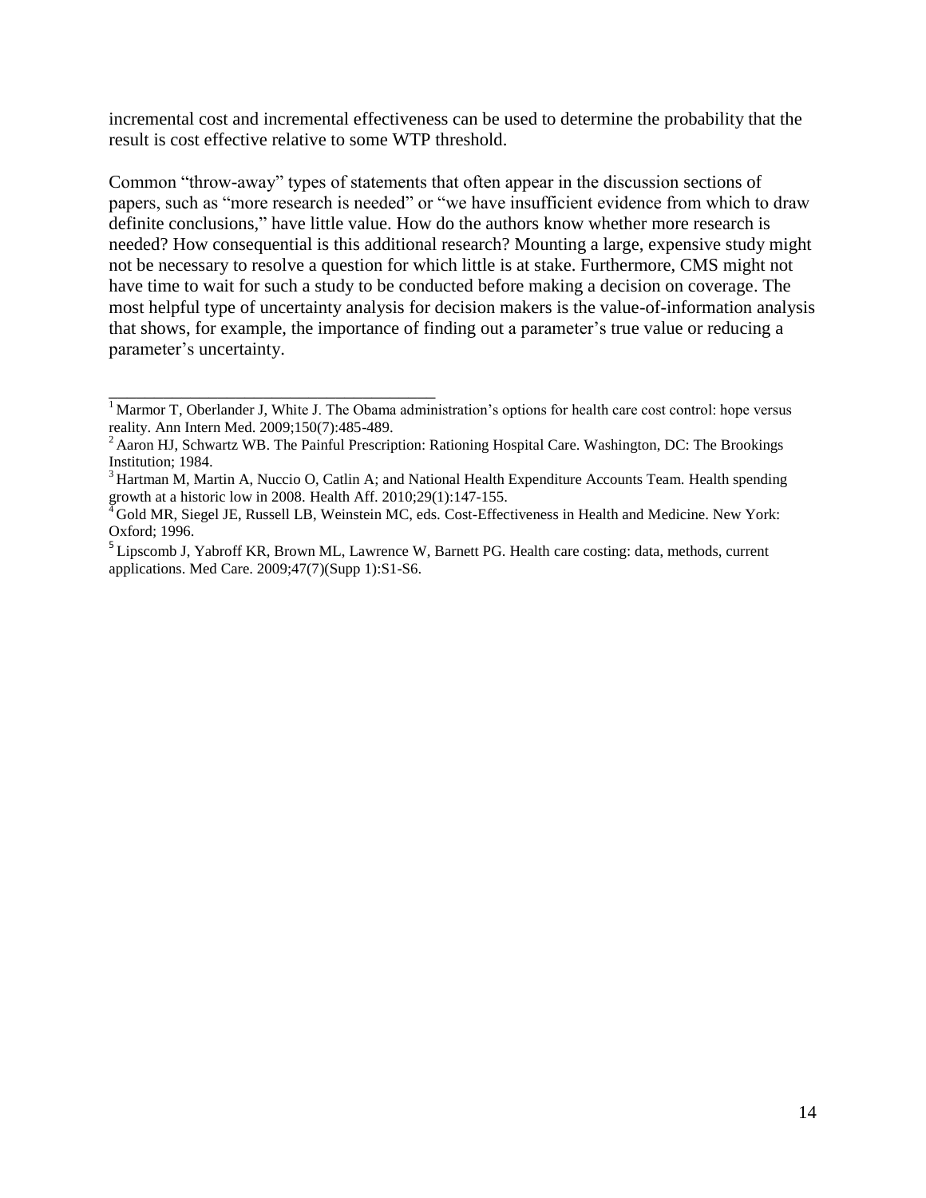incremental cost and incremental effectiveness can be used to determine the probability that the result is cost effective relative to some WTP threshold.

Common "throw-away" types of statements that often appear in the discussion sections of papers, such as "more research is needed" or "we have insufficient evidence from which to draw definite conclusions," have little value. How do the authors know whether more research is needed? How consequential is this additional research? Mounting a large, expensive study might not be necessary to resolve a question for which little is at stake. Furthermore, CMS might not have time to wait for such a study to be conducted before making a decision on coverage. The most helpful type of uncertainty analysis for decision makers is the value-of-information analysis that shows, for example, the importance of finding out a parameter's true value or reducing a parameter's uncertainty.

---

[1] Marmor T, Oberlander J, White J. The Obama administration's options for health care cost control: hope versus reality. Ann Intern Med. 2009;150(7):485-489.

[2] Aaron HJ, Schwartz WB. The Painful Prescription: Rationing Hospital Care. Washington, DC: The Brookings Institution; 1984.

[3] Hartman M, Martin A, Nuccio O, Catlin A; and National Health Expenditure Accounts Team. Health spending growth at a historic low in 2008. Health Aff. 2010;29(1):147-155.

[4] Gold MR, Siegel JE, Russell LB, Weinstein MC, eds. Cost-Effectiveness in Health and Medicine. New York: Oxford; 1996.

[5] Lipscomb J, Yabroff KR, Brown ML, Lawrence W, Barnett PG. Health care costing: data, methods, current applications. Med Care. 2009;47(7)(Supp 1):S1-S6.